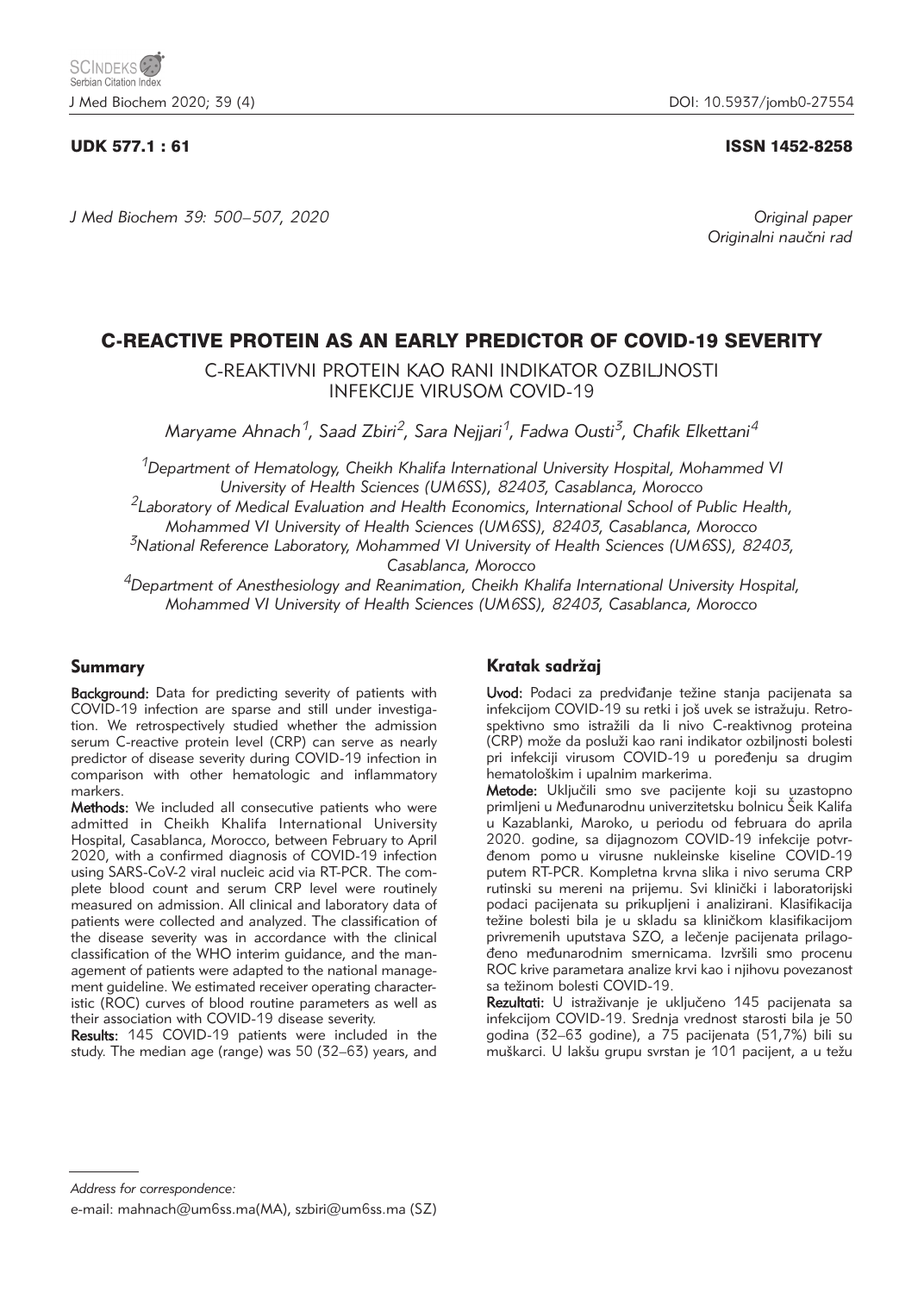UDK 577.1 : 61

ISSN 1452-8258

Original paper
Originalni naučni rad

# C-REACTIVE PROTEIN AS AN EARLY PREDICTOR OF COVID-19 SEVERITY

## C-REAKTIVNI PROTEIN KAO RANI INDIKATOR OZBILJNOSTI INFEKCIJE VIRUSOM COVID-19

*Maryame Ahnach[1], Saad Zbiri[2], Sara Nejjari[1], Fadwa Ousti[3], Chafik Elkettani[4]*

[1]*Department of Hematology, Cheikh Khalifa International University Hospital, Mohammed VI University of Health Sciences (UM6SS), 82403, Casablanca, Morocco*

[2]*Laboratory of Medical Evaluation and Health Economics, International School of Public Health, Mohammed VI University of Health Sciences (UM6SS), 82403, Casablanca, Morocco*

[3]*National Reference Laboratory, Mohammed VI University of Health Sciences (UM6SS), 82403, Casablanca, Morocco*

[4]*Department of Anesthesiology and Reanimation, Cheikh Khalifa International University Hospital, Mohammed VI University of Health Sciences (UM6SS), 82403, Casablanca, Morocco*

## Summary

**Background:** Data for predicting severity of patients with COVID-19 infection are sparse and still under investigation. We retrospectively studied whether the admission serum C-reactive protein level (CRP) can serve as nearly predictor of disease severity during COVID-19 infection in comparison with other hematologic and inflammatory markers.

**Methods:** We included all consecutive patients who were admitted in Cheikh Khalifa International University Hospital, Casablanca, Morocco, between February to April 2020, with a confirmed diagnosis of COVID-19 infection using SARS-CoV-2 viral nucleic acid via RT-PCR. The complete blood count and serum CRP level were routinely measured on admission. All clinical and laboratory data of patients were collected and analyzed. The classification of the disease severity was in accordance with the clinical classification of the WHO interim guidance, and the management of patients were adapted to the national management guideline. We estimated receiver operating characteristic (ROC) curves of blood routine parameters as well as their association with COVID-19 disease severity.

**Results:** 145 COVID-19 patients were included in the study. The median age (range) was 50 (32–63) years, and

## Kratak sadržaj

**Uvod:** Podaci za predviđanje težine stanja pacijenata sa infekcijom COVID-19 su retki i još uvek se istražuju. Retrospektivno smo istražili da li nivo C-reaktivnog proteina (CRP) može da posluži kao rani indikator ozbiljnosti bolesti pri infekciji virusom COVID-19 u poređenju sa drugim hematološkim i upalnim markerima.

**Metode:** Uključili smo sve pacijente koji su uzastopno primljeni u Međunarodnu univerzitetsku bolnicu Šeik Kalifa u Kazablanki, Maroko, u periodu od februara do aprila 2020. godine, sa dijagnozom COVID-19 infekcije potvrđenom pomo u virusne nukleinske kiseline COVID-19 putem RT-PCR. Kompletna krvna slika i nivo seruma CRP rutinski su mereni na prijemu. Svi klinički i laboratorijski podaci pacijenata su prikupljeni i analizirani. Klasifikacija težine bolesti bila je u skladu sa kliničkom klasifikacijom privremenih uputstava SZO, a lečenje pacijenata prilagođeno međunarodnim smernicama. Izvršili smo procenu ROC krive parametara analize krvi kao i njihovu povezanost sa težinom bolesti COVID-19.

**Rezultati:** U istraživanje je uključeno 145 pacijenata sa infekcijom COVID-19. Srednja vrednost starosti bila je 50 godina (32–63 godine), a 75 pacijenata (51,7%) bili su muškarci. U lakšu grupu svrstan je 101 pacijent, a u težu

*Address for correspondence:*

e-mail: mahnach@um6ss.ma(MA), szbiri@um6ss.ma (SZ)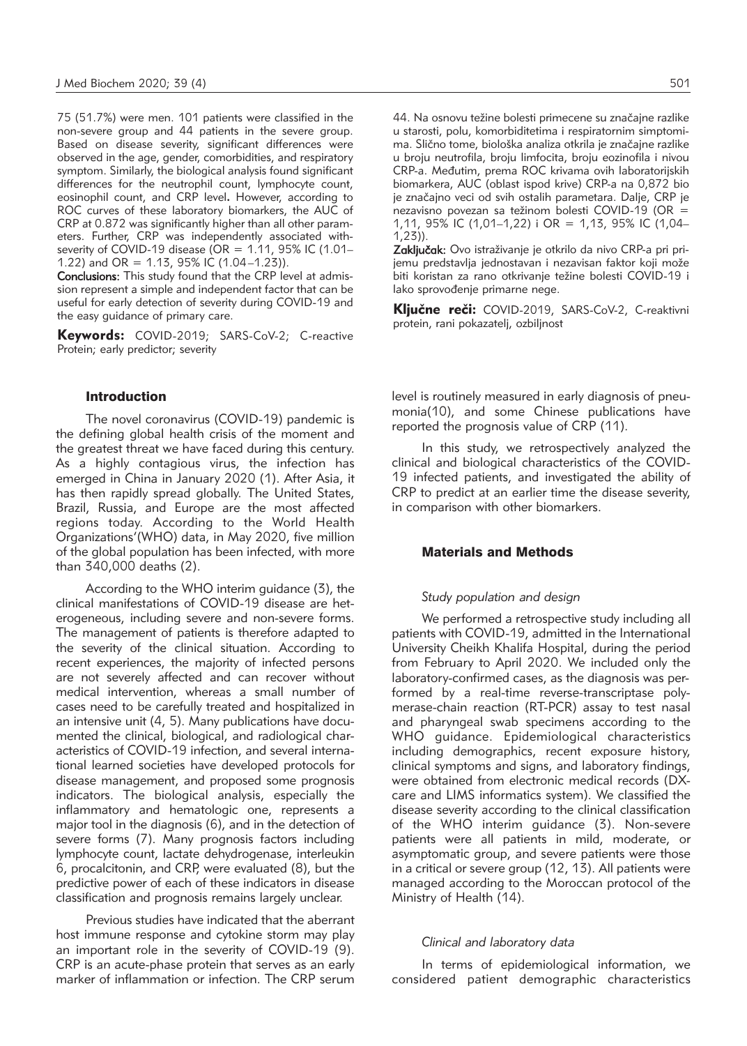75 (51.7%) were men. 101 patients were classified in the non-severe group and 44 patients in the severe group. Based on disease severity, significant differences were observed in the age, gender, comorbidities, and respiratory symptom. Similarly, the biological analysis found significant differences for the neutrophil count, lymphocyte count, eosinophil count, and CRP level**.** However, according to ROC curves of these laboratory biomarkers, the AUC of CRP at 0.872 was significantly higher than all other parameters. Further, CRP was independently associated with-severity of COVID-19 disease (OR = 1.11, 95% IC (1.01–1.22) and OR = 1.13, 95% IC (1.04–1.23)).

**Conclusions:** This study found that the CRP level at admission represent a simple and independent factor that can be useful for early detection of severity during COVID-19 and the easy guidance of primary care.

**Keywords:** COVID-2019; SARS-CoV-2; C-reactive Protein; early predictor; severity

44. Na osnovu težine bolesti primecene su značajne razlike u starosti, polu, komorbiditetima i respiratornim simptomima. Slično tome, biološka analiza otkrila je značajne razlike u broju neutrofila, broju limfocita, broju eozinofila i nivou CRP-a. Međutim, prema ROC krivama ovih laboratorijskih biomarkera, AUC (oblast ispod krive) CRP-a na 0,872 bio je značajno veci od svih ostalih parametara. Dalje, CRP je nezavisno povezan sa težinom bolesti COVID-19 (OR = 1,11, 95% IC (1,01–1,22) i OR = 1,13, 95% IC (1,04–1,23)).

**Zaključak:** Ovo istraživanje je otkrilo da nivo CRP-a pri prijemu predstavlja jednostavan i nezavisan faktor koji može biti koristan za rano otkrivanje težine bolesti COVID-19 i lako sprovođenje primarne nege.

**Ključne reči:** COVID-2019, SARS-CoV-2, C-reaktivni protein, rani pokazatelj, ozbiljnost

## Introduction

The novel coronavirus (COVID-19) pandemic is the defining global health crisis of the moment and the greatest threat we have faced during this century. As a highly contagious virus, the infection has emerged in China in January 2020 (1). After Asia, it has then rapidly spread globally. The United States, Brazil, Russia, and Europe are the most affected regions today. According to the World Health Organizations'(WHO) data, in May 2020, five million of the global population has been infected, with more than 340,000 deaths (2).

According to the WHO interim guidance (3), the clinical manifestations of COVID-19 disease are heterogeneous, including severe and non-severe forms. The management of patients is therefore adapted to the severity of the clinical situation. According to recent experiences, the majority of infected persons are not severely affected and can recover without medical intervention, whereas a small number of cases need to be carefully treated and hospitalized in an intensive unit (4, 5). Many publications have documented the clinical, biological, and radiological characteristics of COVID-19 infection, and several international learned societies have developed protocols for disease management, and proposed some prognosis indicators. The biological analysis, especially the inflammatory and hematologic one, represents a major tool in the diagnosis (6), and in the detection of severe forms (7). Many prognosis factors including lymphocyte count, lactate dehydrogenase, interleukin 6, procalcitonin, and CRP, were evaluated (8), but the predictive power of each of these indicators in disease classification and prognosis remains largely unclear.

Previous studies have indicated that the aberrant host immune response and cytokine storm may play an important role in the severity of COVID-19 (9). CRP is an acute-phase protein that serves as an early marker of inflammation or infection. The CRP serum level is routinely measured in early diagnosis of pneumonia(10), and some Chinese publications have reported the prognosis value of CRP (11).

In this study, we retrospectively analyzed the clinical and biological characteristics of the COVID-19 infected patients, and investigated the ability of CRP to predict at an earlier time the disease severity, in comparison with other biomarkers.

## Materials and Methods

### *Study population and design*

We performed a retrospective study including all patients with COVID-19, admitted in the International University Cheikh Khalifa Hospital, during the period from February to April 2020. We included only the laboratory-confirmed cases, as the diagnosis was performed by a real-time reverse-transcriptase polymerase-chain reaction (RT-PCR) assay to test nasal and pharyngeal swab specimens according to the WHO guidance. Epidemiological characteristics including demographics, recent exposure history, clinical symptoms and signs, and laboratory findings, were obtained from electronic medical records (DX-care and LIMS informatics system). We classified the disease severity according to the clinical classification of the WHO interim guidance (3). Non-severe patients were all patients in mild, moderate, or asymptomatic group, and severe patients were those in a critical or severe group (12, 13). All patients were managed according to the Moroccan protocol of the Ministry of Health (14).

### *Clinical and laboratory data*

In terms of epidemiological information, we considered patient demographic characteristics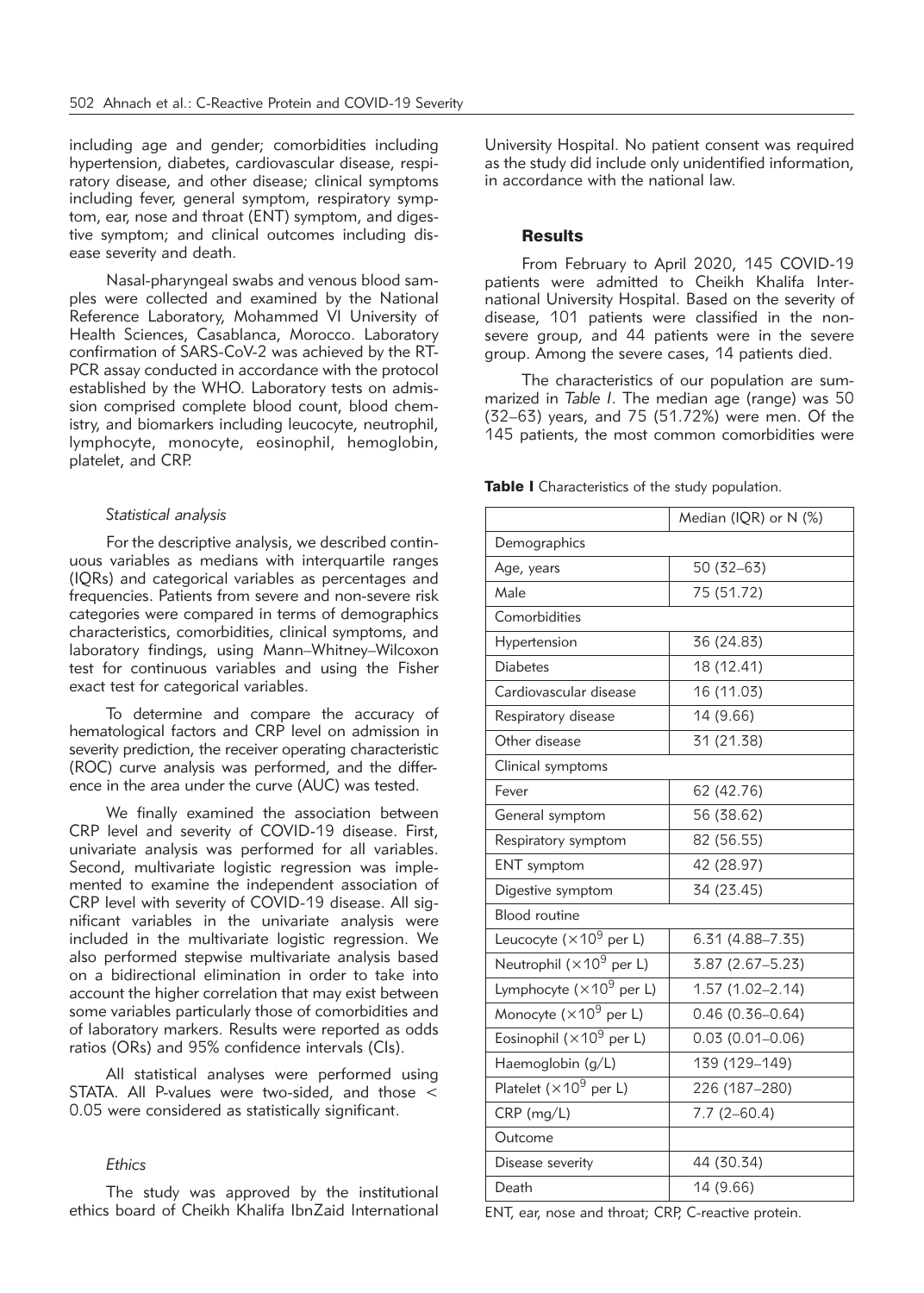including age and gender; comorbidities including hypertension, diabetes, cardiovascular disease, respiratory disease, and other disease; clinical symptoms including fever, general symptom, respiratory symptom, ear, nose and throat (ENT) symptom, and digestive symptom; and clinical outcomes including disease severity and death.

Nasal-pharyngeal swabs and venous blood samples were collected and examined by the National Reference Laboratory, Mohammed VI University of Health Sciences, Casablanca, Morocco. Laboratory confirmation of SARS-CoV-2 was achieved by the RT-PCR assay conducted in accordance with the protocol established by the WHO. Laboratory tests on admission comprised complete blood count, blood chemistry, and biomarkers including leucocyte, neutrophil, lymphocyte, monocyte, eosinophil, hemoglobin, platelet, and CRP.

### *Statistical analysis*

For the descriptive analysis, we described continuous variables as medians with interquartile ranges (IQRs) and categorical variables as percentages and frequencies. Patients from severe and non-severe risk categories were compared in terms of demographics characteristics, comorbidities, clinical symptoms, and laboratory findings, using Mann–Whitney–Wilcoxon test for continuous variables and using the Fisher exact test for categorical variables.

To determine and compare the accuracy of hematological factors and CRP level on admission in severity prediction, the receiver operating characteristic (ROC) curve analysis was performed, and the difference in the area under the curve (AUC) was tested.

We finally examined the association between CRP level and severity of COVID-19 disease. First, univariate analysis was performed for all variables. Second, multivariate logistic regression was implemented to examine the independent association of CRP level with severity of COVID-19 disease. All significant variables in the univariate analysis were included in the multivariate logistic regression. We also performed stepwise multivariate analysis based on a bidirectional elimination in order to take into account the higher correlation that may exist between some variables particularly those of comorbidities and of laboratory markers. Results were reported as odds ratios (ORs) and 95% confidence intervals (CIs).

All statistical analyses were performed using STATA. All P-values were two-sided, and those $< 0.05$ were considered as statistically significant.

### *Ethics*

The study was approved by the institutional ethics board of Cheikh Khalifa IbnZaid International University Hospital. No patient consent was required as the study did include only unidentified information, in accordance with the national law.

## Results

From February to April 2020, 145 COVID-19 patients were admitted to Cheikh Khalifa International University Hospital. Based on the severity of disease, 101 patients were classified in the non-severe group, and 44 patients were in the severe group. Among the severe cases, 14 patients died.

The characteristics of our population are summarized in *Table I*. The median age (range) was 50 (32–63) years, and 75 (51.72%) were men. Of the 145 patients, the most common comorbidities were

**Table I** Characteristics of the study population.

| | Median (IQR) or N (%) |
|---|---|
| Demographics | |
| Age, years | 50 (32–63) |
| Male | 75 (51.72) |
| Comorbidities | |
| Hypertension | 36 (24.83) |
| Diabetes | 18 (12.41) |
| Cardiovascular disease | 16 (11.03) |
| Respiratory disease | 14 (9.66) |
| Other disease | 31 (21.38) |
| Clinical symptoms | |
| Fever | 62 (42.76) |
| General symptom | 56 (38.62) |
| Respiratory symptom | 82 (56.55) |
| ENT symptom | 42 (28.97) |
| Digestive symptom | 34 (23.45) |
| Blood routine | |
| Leucocyte ($\times 10^9$ per L) | 6.31 (4.88–7.35) |
| Neutrophil ($\times 10^9$ per L) | 3.87 (2.67–5.23) |
| Lymphocyte ($\times 10^9$ per L) | 1.57 (1.02–2.14) |
| Monocyte ($\times 10^9$ per L) | 0.46 (0.36–0.64) |
| Eosinophil ($\times 10^9$ per L) | 0.03 (0.01–0.06) |
| Haemoglobin (g/L) | 139 (129–149) |
| Platelet ($\times 10^9$ per L) | 226 (187–280) |
| CRP (mg/L) | 7.7 (2–60.4) |
| Outcome | |
| Disease severity | 44 (30.34) |
| Death | 14 (9.66) |

ENT, ear, nose and throat; CRP, C-reactive protein.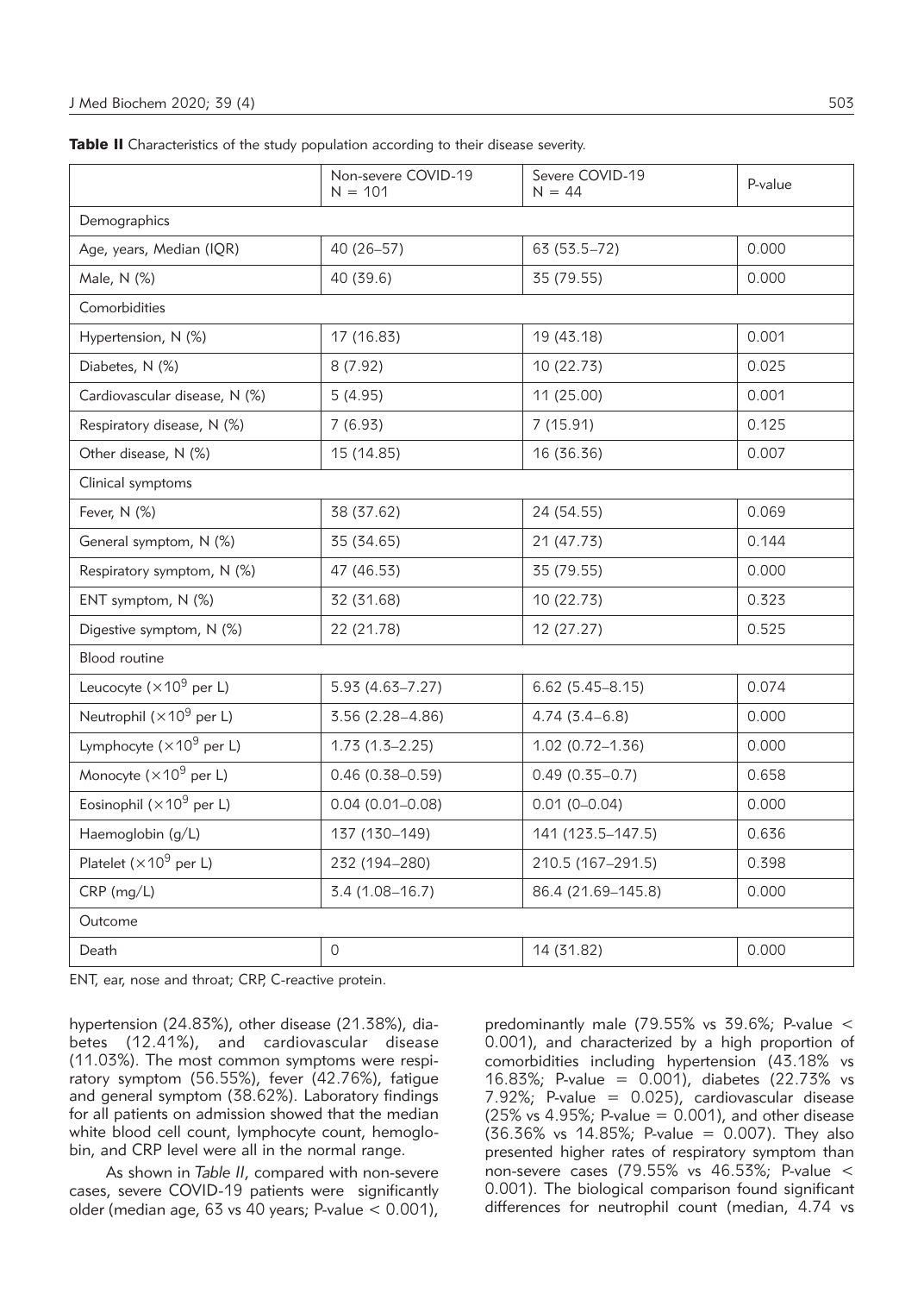**Table II** Characteristics of the study population according to their disease severity.

| | Non-severe COVID-19 N = 101 | Severe COVID-19 N = 44 | P-value |
|---|---|---|---|
| Demographics | | | |
| Age, years, Median (IQR) | 40 (26–57) | 63 (53.5–72) | 0.000 |
| Male, N (%) | 40 (39.6) | 35 (79.55) | 0.000 |
| Comorbidities | | | |
| Hypertension, N (%) | 17 (16.83) | 19 (43.18) | 0.001 |
| Diabetes, N (%) | 8 (7.92) | 10 (22.73) | 0.025 |
| Cardiovascular disease, N (%) | 5 (4.95) | 11 (25.00) | 0.001 |
| Respiratory disease, N (%) | 7 (6.93) | 7 (15.91) | 0.125 |
| Other disease, N (%) | 15 (14.85) | 16 (36.36) | 0.007 |
| Clinical symptoms | | | |
| Fever, N (%) | 38 (37.62) | 24 (54.55) | 0.069 |
| General symptom, N (%) | 35 (34.65) | 21 (47.73) | 0.144 |
| Respiratory symptom, N (%) | 47 (46.53) | 35 (79.55) | 0.000 |
| ENT symptom, N (%) | 32 (31.68) | 10 (22.73) | 0.323 |
| Digestive symptom, N (%) | 22 (21.78) | 12 (27.27) | 0.525 |
| Blood routine | | | |
| Leucocyte ($\times 10^9$ per L) | 5.93 (4.63–7.27) | 6.62 (5.45–8.15) | 0.074 |
| Neutrophil ($\times 10^9$ per L) | 3.56 (2.28–4.86) | 4.74 (3.4–6.8) | 0.000 |
| Lymphocyte ($\times 10^9$ per L) | 1.73 (1.3–2.25) | 1.02 (0.72–1.36) | 0.000 |
| Monocyte ($\times 10^9$ per L) | 0.46 (0.38–0.59) | 0.49 (0.35–0.7) | 0.658 |
| Eosinophil ($\times 10^9$ per L) | 0.04 (0.01–0.08) | 0.01 (0–0.04) | 0.000 |
| Haemoglobin (g/L) | 137 (130–149) | 141 (123.5–147.5) | 0.636 |
| Platelet ($\times 10^9$ per L) | 232 (194–280) | 210.5 (167–291.5) | 0.398 |
| CRP (mg/L) | 3.4 (1.08–16.7) | 86.4 (21.69–145.8) | 0.000 |
| Outcome | | | |
| Death | 0 | 14 (31.82) | 0.000 |

ENT, ear, nose and throat; CRP, C-reactive protein.

hypertension (24.83%), other disease (21.38%), diabetes (12.41%), and cardiovascular disease (11.03%). The most common symptoms were respiratory symptom (56.55%), fever (42.76%), fatigue and general symptom (38.62%). Laboratory findings for all patients on admission showed that the median white blood cell count, lymphocyte count, hemoglobin, and CRP level were all in the normal range.

As shown in *Table II*, compared with non-severe cases, severe COVID-19 patients were significantly older (median age, 63 vs 40 years; P-value < 0.001), predominantly male (79.55% vs 39.6%; P-value < 0.001), and characterized by a high proportion of comorbidities including hypertension (43.18% vs 16.83%; P-value = 0.001), diabetes (22.73% vs 7.92%; P-value = 0.025), cardiovascular disease (25% vs 4.95%; P-value = 0.001), and other disease (36.36% vs 14.85%; P-value = 0.007). They also presented higher rates of respiratory symptom than non-severe cases (79.55% vs 46.53%; P-value < 0.001). The biological comparison found significant differences for neutrophil count (median, 4.74 vs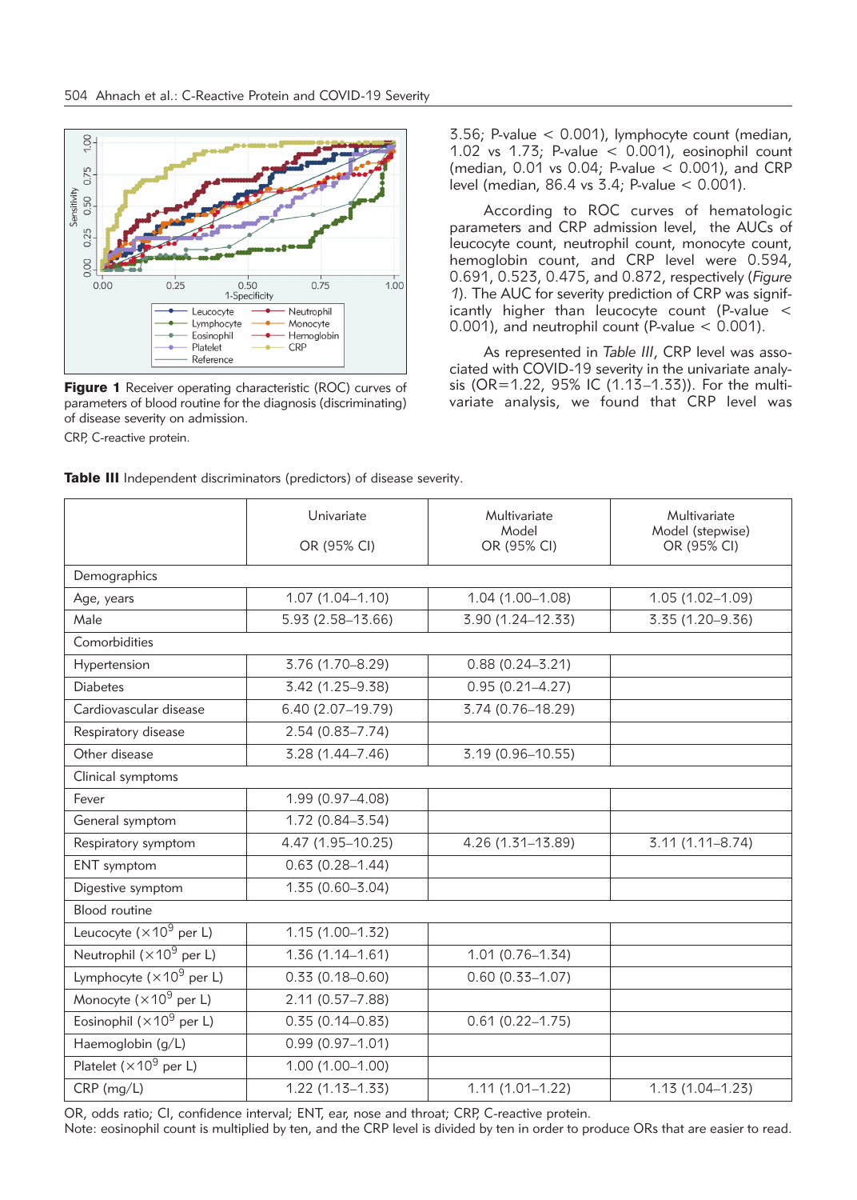Figure 1 Receiver operating characteristic (ROC) curves of parameters of blood routine for the diagnosis (discriminating) of disease severity on admission.

CRP, C-reactive protein.

3.56; P-value < 0.001), lymphocyte count (median, 1.02 vs 1.73; P-value < 0.001), eosinophil count (median, 0.01 vs 0.04; P-value < 0.001), and CRP level (median, 86.4 vs 3.4; P-value < 0.001).

According to ROC curves of hematologic parameters and CRP admission level, the AUCs of leucocyte count, neutrophil count, monocyte count, hemoglobin count, and CRP level were 0.594, 0.691, 0.523, 0.475, and 0.872, respectively (*Figure 1*). The AUC for severity prediction of CRP was significantly higher than leucocyte count (P-value < 0.001), and neutrophil count (P-value < 0.001).

As represented in *Table III*, CRP level was associated with COVID-19 severity in the univariate analysis (OR=1.22, 95% IC (1.13–1.33)). For the multivariate analysis, we found that CRP level was

**Table III** Independent discriminators (predictors) of disease severity.

| | Univariate<br>OR (95% CI) | Multivariate Model<br>OR (95% CI) | Multivariate Model (stepwise)<br>OR (95% CI) |
|---|---|---|---|
| Demographics | | | |
| Age, years | 1.07 (1.04–1.10) | 1.04 (1.00–1.08) | 1.05 (1.02–1.09) |
| Male | 5.93 (2.58–13.66) | 3.90 (1.24–12.33) | 3.35 (1.20–9.36) |
| Comorbidities | | | |
| Hypertension | 3.76 (1.70–8.29) | 0.88 (0.24–3.21) | |
| Diabetes | 3.42 (1.25–9.38) | 0.95 (0.21–4.27) | |
| Cardiovascular disease | 6.40 (2.07–19.79) | 3.74 (0.76–18.29) | |
| Respiratory disease | 2.54 (0.83–7.74) | | |
| Other disease | 3.28 (1.44–7.46) | 3.19 (0.96–10.55) | |
| Clinical symptoms | | | |
| Fever | 1.99 (0.97–4.08) | | |
| General symptom | 1.72 (0.84–3.54) | | |
| Respiratory symptom | 4.47 (1.95–10.25) | 4.26 (1.31–13.89) | 3.11 (1.11–8.74) |
| ENT symptom | 0.63 (0.28–1.44) | | |
| Digestive symptom | 1.35 (0.60–3.04) | | |
| Blood routine | | | |
| Leucocyte ($\times 10^9$ per L) | 1.15 (1.00–1.32) | | |
| Neutrophil ($\times 10^9$ per L) | 1.36 (1.14–1.61) | 1.01 (0.76–1.34) | |
| Lymphocyte ($\times 10^9$ per L) | 0.33 (0.18–0.60) | 0.60 (0.33–1.07) | |
| Monocyte ($\times 10^9$ per L) | 2.11 (0.57–7.88) | | |
| Eosinophil ($\times 10^9$ per L) | 0.35 (0.14–0.83) | 0.61 (0.22–1.75) | |
| Haemoglobin (g/L) | 0.99 (0.97–1.01) | | |
| Platelet ($\times 10^9$ per L) | 1.00 (1.00–1.00) | | |
| CRP (mg/L) | 1.22 (1.13–1.33) | 1.11 (1.01–1.22) | 1.13 (1.04–1.23) |

OR, odds ratio; CI, confidence interval; ENT, ear, nose and throat; CRP, C-reactive protein.
Note: eosinophil count is multiplied by ten, and the CRP level is divided by ten in order to produce ORs that are easier to read.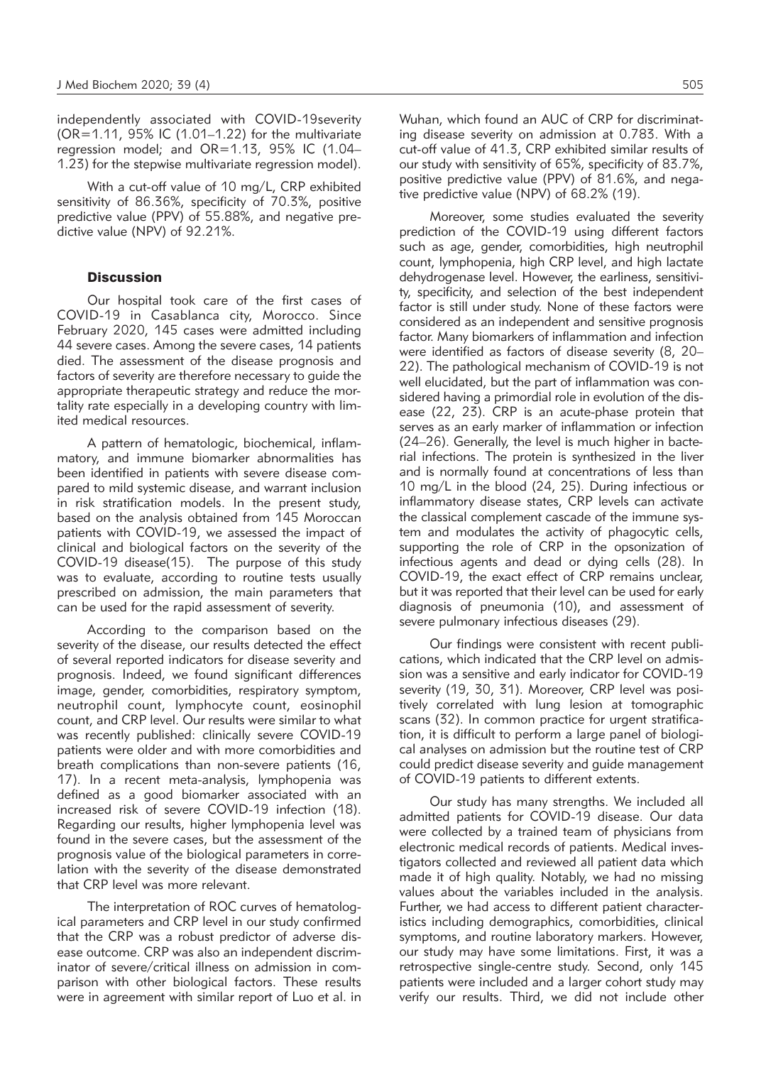independently associated with COVID-19severity (OR=1.11, 95% IC (1.01–1.22) for the multivariate regression model; and OR=1.13, 95% IC (1.04–1.23) for the stepwise multivariate regression model).

With a cut-off value of 10 mg/L, CRP exhibited sensitivity of 86.36%, specificity of 70.3%, positive predictive value (PPV) of 55.88%, and negative predictive value (NPV) of 92.21%.

## Discussion

Our hospital took care of the first cases of COVID-19 in Casablanca city, Morocco. Since February 2020, 145 cases were admitted including 44 severe cases. Among the severe cases, 14 patients died. The assessment of the disease prognosis and factors of severity are therefore necessary to guide the appropriate therapeutic strategy and reduce the mortality rate especially in a developing country with limited medical resources.

A pattern of hematologic, biochemical, inflammatory, and immune biomarker abnormalities has been identified in patients with severe disease compared to mild systemic disease, and warrant inclusion in risk stratification models. In the present study, based on the analysis obtained from 145 Moroccan patients with COVID-19, we assessed the impact of clinical and biological factors on the severity of the COVID-19 disease(15). The purpose of this study was to evaluate, according to routine tests usually prescribed on admission, the main parameters that can be used for the rapid assessment of severity.

According to the comparison based on the severity of the disease, our results detected the effect of several reported indicators for disease severity and prognosis. Indeed, we found significant differences image, gender, comorbidities, respiratory symptom, neutrophil count, lymphocyte count, eosinophil count, and CRP level. Our results were similar to what was recently published: clinically severe COVID-19 patients were older and with more comorbidities and breath complications than non-severe patients (16, 17). In a recent meta-analysis, lymphopenia was defined as a good biomarker associated with an increased risk of severe COVID-19 infection (18). Regarding our results, higher lymphopenia level was found in the severe cases, but the assessment of the prognosis value of the biological parameters in correlation with the severity of the disease demonstrated that CRP level was more relevant.

The interpretation of ROC curves of hematological parameters and CRP level in our study confirmed that the CRP was a robust predictor of adverse disease outcome. CRP was also an independent discriminator of severe/critical illness on admission in comparison with other biological factors. These results were in agreement with similar report of Luo et al. in Wuhan, which found an AUC of CRP for discriminating disease severity on admission at 0.783. With a cut-off value of 41.3, CRP exhibited similar results of our study with sensitivity of 65%, specificity of 83.7%, positive predictive value (PPV) of 81.6%, and negative predictive value (NPV) of 68.2% (19).

Moreover, some studies evaluated the severity prediction of the COVID-19 using different factors such as age, gender, comorbidities, high neutrophil count, lymphopenia, high CRP level, and high lactate dehydrogenase level. However, the earliness, sensitivity, specificity, and selection of the best independent factor is still under study. None of these factors were considered as an independent and sensitive prognosis factor. Many biomarkers of inflammation and infection were identified as factors of disease severity (8, 20–22). The pathological mechanism of COVID-19 is not well elucidated, but the part of inflammation was considered having a primordial role in evolution of the disease (22, 23). CRP is an acute-phase protein that serves as an early marker of inflammation or infection (24–26). Generally, the level is much higher in bacterial infections. The protein is synthesized in the liver and is normally found at concentrations of less than 10 mg/L in the blood (24, 25). During infectious or inflammatory disease states, CRP levels can activate the classical complement cascade of the immune system and modulates the activity of phagocytic cells, supporting the role of CRP in the opsonization of infectious agents and dead or dying cells (28). In COVID-19, the exact effect of CRP remains unclear, but it was reported that their level can be used for early diagnosis of pneumonia (10), and assessment of severe pulmonary infectious diseases (29).

Our findings were consistent with recent publications, which indicated that the CRP level on admission was a sensitive and early indicator for COVID-19 severity (19, 30, 31). Moreover, CRP level was positively correlated with lung lesion at tomographic scans (32). In common practice for urgent stratification, it is difficult to perform a large panel of biological analyses on admission but the routine test of CRP could predict disease severity and guide management of COVID-19 patients to different extents.

Our study has many strengths. We included all admitted patients for COVID-19 disease. Our data were collected by a trained team of physicians from electronic medical records of patients. Medical investigators collected and reviewed all patient data which made it of high quality. Notably, we had no missing values about the variables included in the analysis. Further, we had access to different patient characteristics including demographics, comorbidities, clinical symptoms, and routine laboratory markers. However, our study may have some limitations. First, it was a retrospective single-centre study. Second, only 145 patients were included and a larger cohort study may verify our results. Third, we did not include other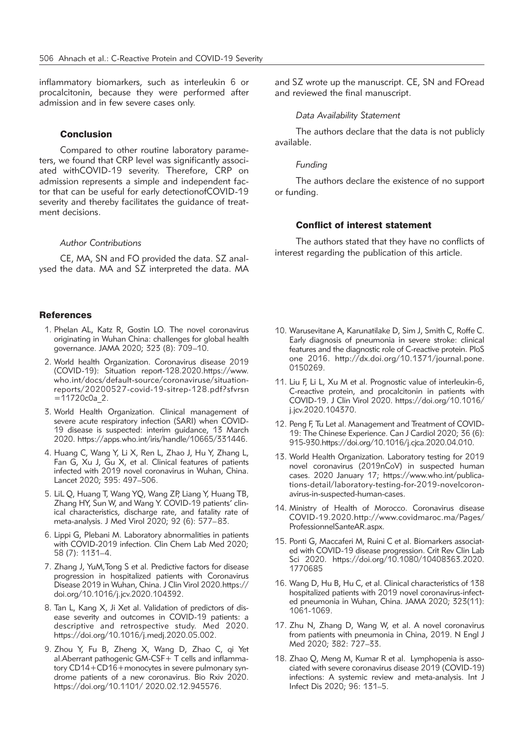inflammatory biomarkers, such as interleukin 6 or procalcitonin, because they were performed after admission and in few severe cases only.

## Conclusion

Compared to other routine laboratory parameters, we found that CRP level was significantly associated withCOVID-19 severity. Therefore, CRP on admission represents a simple and independent factor that can be useful for early detectionofCOVID-19 severity and thereby facilitates the guidance of treatment decisions.

*Author Contributions*

CE, MA, SN and FO provided the data. SZ analysed the data. MA and SZ interpreted the data. MA and SZ wrote up the manuscript. CE, SN and FOread and reviewed the final manuscript.

*Data Availability Statement*

The authors declare that the data is not publicly available.

*Funding*

The authors declare the existence of no support or funding.

## Conflict of interest statement

The authors stated that they have no conflicts of interest regarding the publication of this article.

## References

1. Phelan AL, Katz R, Gostin LO. The novel coronavirus originating in Wuhan China: challenges for global health governance. JAMA 2020; 323 (8): 709–10.
2. World health Organization. Coronavirus disease 2019 (COVID-19): Situation report-128.2020.https://www.who.int/docs/default-source/coronaviruse/situation-reports/20200527-covid-19-sitrep-128.pdf?sfvrsn=11720c0a_2.
3. World Health Organization. Clinical management of severe acute respiratory infection (SARI) when COVID-19 disease is suspected: interim guidance, 13 March 2020. https://apps.who.int/iris/handle/10665/331446.
4. Huang C, Wang Y, Li X, Ren L, Zhao J, Hu Y, Zhang L, Fan G, Xu J, Gu X, et al. Clinical features of patients infected with 2019 novel coronavirus in Wuhan, China. Lancet 2020; 395: 497–506.
5. LiL Q, Huang T, Wang YQ, Wang ZP, Liang Y, Huang TB, Zhang HY, Sun W, and Wang Y. COVID-19 patients' clinical characteristics, discharge rate, and fatality rate of meta-analysis. J Med Virol 2020; 92 (6): 577–83.
6. Lippi G, Plebani M. Laboratory abnormalities in patients with COVID-2019 infection. Clin Chem Lab Med 2020; 58 (7): 1131–4.
7. Zhang J, YuM,Tong S et al. Predictive factors for disease progression in hospitalized patients with Coronavirus Disease 2019 in Wuhan, China. J Clin Virol 2020.https://doi.org/10.1016/j.jcv.2020.104392.
8. Tan L, Kang X, Ji Xet al. Validation of predictors of disease severity and outcomes in COVID-19 patients: a descriptive and retrospective study. Med 2020. https://doi.org/10.1016/j.medj.2020.05.002.
9. Zhou Y, Fu B, Zheng X, Wang D, Zhao C, qi Yet al.Aberrant pathogenic GM-CSF+ T cells and inflammatory CD14+CD16+monocytes in severe pulmonary syndrome patients of a new coronavirus. Bio Rxiv 2020. https://doi.org/10.1101/ 2020.02.12.945576.
10. Warusevitane A, Karunatilake D, Sim J, Smith C, Roffe C. Early diagnosis of pneumonia in severe stroke: clinical features and the diagnostic role of C-reactive protein. PloS one 2016. http://dx.doi.org/10.1371/journal.pone.0150269.
11. Liu F, Li L, Xu M et al. Prognostic value of interleukin-6, C-reactive protein, and procalcitonin in patients with COVID-19. J Clin Virol 2020. https://doi.org/10.1016/j.jcv.2020.104370.
12. Peng F, Tu Let al. Management and Treatment of COVID-19: The Chinese Experience. Can J Cardiol 2020; 36 (6): 915-930.https://doi.org/10.1016/j.cjca.2020.04.010.
13. World Health Organization. Laboratory testing for 2019 novel coronavirus (2019nCoV) in suspected human cases. 2020 January 17; https://www.who.int/publications-detail/laboratory-testing-for-2019-novelcoronavirus-in-suspected-human-cases.
14. Ministry of Health of Morocco. Coronavirus disease COVID-19.2020.http://www.covidmaroc.ma/Pages/ProfessionnelSanteAR.aspx.
15. Ponti G, Maccaferi M, Ruini C et al. Biomarkers associated with COVID-19 disease progression. Crit Rev Clin Lab Sci 2020. https://doi.org/10.1080/10408363.2020.1770685
16. Wang D, Hu B, Hu C, et al. Clinical characteristics of 138 hospitalized patients with 2019 novel coronavirus-infected pneumonia in Wuhan, China. JAMA 2020; 323(11): 1061-1069.
17. Zhu N, Zhang D, Wang W, et al. A novel coronavirus from patients with pneumonia in China, 2019. N Engl J Med 2020; 382: 727–33.
18. Zhao Q, Meng M, Kumar R et al. Lymphopenia is associated with severe coronavirus disease 2019 (COVID-19) infections: A systemic review and meta-analysis. Int J Infect Dis 2020; 96: 131–5.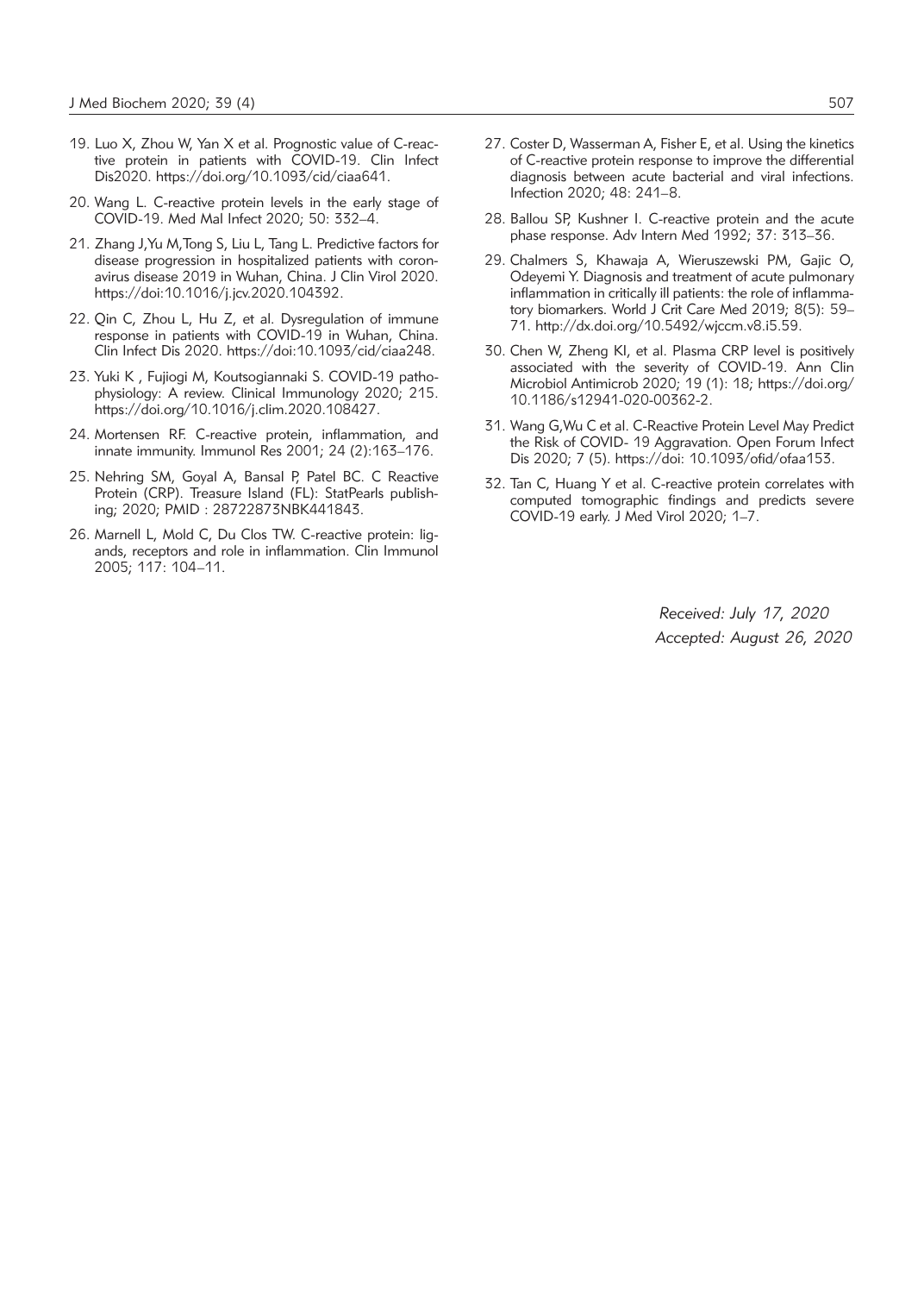19. Luo X, Zhou W, Yan X et al. Prognostic value of C-reactive protein in patients with COVID-19. Clin Infect Dis2020. https://doi.org/10.1093/cid/ciaa641.
20. Wang L. C-reactive protein levels in the early stage of COVID-19. Med Mal Infect 2020; 50: 332–4.
21. Zhang J,Yu M,Tong S, Liu L, Tang L. Predictive factors for disease progression in hospitalized patients with coronavirus disease 2019 in Wuhan, China. J Clin Virol 2020. https://doi:10.1016/j.jcv.2020.104392.
22. Qin C, Zhou L, Hu Z, et al. Dysregulation of immune response in patients with COVID-19 in Wuhan, China. Clin Infect Dis 2020. https://doi:10.1093/cid/ciaa248.
23. Yuki K , Fujiogi M, Koutsogiannaki S. COVID-19 pathophysiology: A review. Clinical Immunology 2020; 215. https://doi.org/10.1016/j.clim.2020.108427.
24. Mortensen RF. C-reactive protein, inflammation, and innate immunity. Immunol Res 2001; 24 (2):163–176.
25. Nehring SM, Goyal A, Bansal P, Patel BC. C Reactive Protein (CRP). Treasure Island (FL): StatPearls publishing; 2020; PMID : 28722873NBK441843.
26. Marnell L, Mold C, Du Clos TW. C-reactive protein: ligands, receptors and role in inflammation. Clin Immunol 2005; 117: 104–11.
27. Coster D, Wasserman A, Fisher E, et al. Using the kinetics of C-reactive protein response to improve the differential diagnosis between acute bacterial and viral infections. Infection 2020; 48: 241–8.
28. Ballou SP, Kushner I. C-reactive protein and the acute phase response. Adv Intern Med 1992; 37: 313–36.
29. Chalmers S, Khawaja A, Wieruszewski PM, Gajic O, Odeyemi Y. Diagnosis and treatment of acute pulmonary inflammation in critically ill patients: the role of inflammatory biomarkers. World J Crit Care Med 2019; 8(5): 59–71. http://dx.doi.org/10.5492/wjccm.v8.i5.59.
30. Chen W, Zheng KI, et al. Plasma CRP level is positively associated with the severity of COVID-19. Ann Clin Microbiol Antimicrob 2020; 19 (1): 18; https://doi.org/10.1186/s12941-020-00362-2.
31. Wang G,Wu C et al. C-Reactive Protein Level May Predict the Risk of COVID- 19 Aggravation. Open Forum Infect Dis 2020; 7 (5). https://doi: 10.1093/ofid/ofaa153.
32. Tan C, Huang Y et al. C-reactive protein correlates with computed tomographic findings and predicts severe COVID-19 early. J Med Virol 2020; 1–7.

*Received: July 17, 2020*
*Accepted: August 26, 2020*